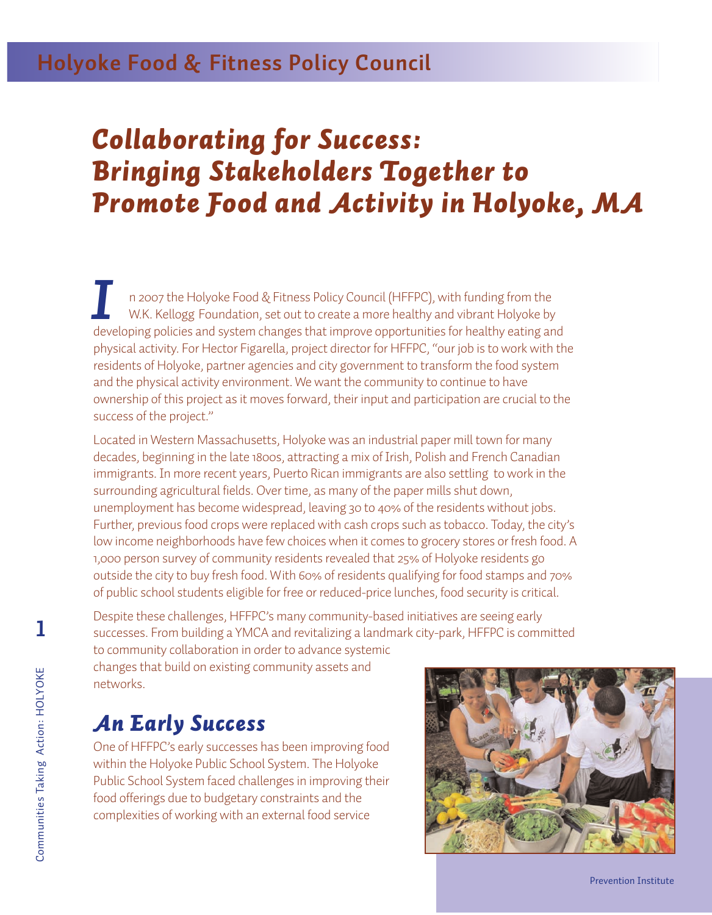# Holyoke Food & Fitness Policy Council

## *Collaborating for Success: Bringing Stakeholders Together to Promote Food and Activity in Holyoke, MA*

In 2007 the Holyoke Food & Fitness Policy Council (HFFPC), with funding from the W.K. Kellogg Foundation, set out to create a more healthy and vibrant Holyoke by developing policies and system changes that improve opportunities for healthy eating and physical activity. For Hector Figarella, project director for HFFPC, "our job is to work with the residents of Holyoke, partner agencies and city government to transform the food system and the physical activity environment. We want the community to continue to have ownership of this project as it moves forward, their input and participation are crucial to the success of the project."

Located in Western Massachusetts, Holyoke was an industrial paper mill town for many decades, beginning in the late 1800s, attracting a mix of Irish, Polish and French Canadian immigrants. In more recent years, Puerto Rican immigrants are also settling to work in the surrounding agricultural fields. Over time, as many of the paper mills shut down, unemployment has become widespread, leaving 30 to 40% of the residents without jobs. Further, previous food crops were replaced with cash crops such as tobacco. Today, the city's low income neighborhoods have few choices when it comes to grocery stores or fresh food. A 1,000 person survey of community residents revealed that 25% of Holyoke residents go outside the city to buy fresh food. With 60% of residents qualifying for food stamps and 70% of public school students eligible for free or reduced-price lunches, food security is critical.

Despite these challenges, HFFPC's many community-based initiatives are seeing early successes. From building a YMCA and revitalizing a landmark city-park, HFFPC is committed to community collaboration in order to advance systemic changes that build on existing community assets and networks.

### *An Early Success*

One of HFFPC's early successes has been improving food within the Holyoke Public School System. The Holyoke Public School System faced challenges in improving their food offerings due to budgetary constraints and the complexities of working with an external food service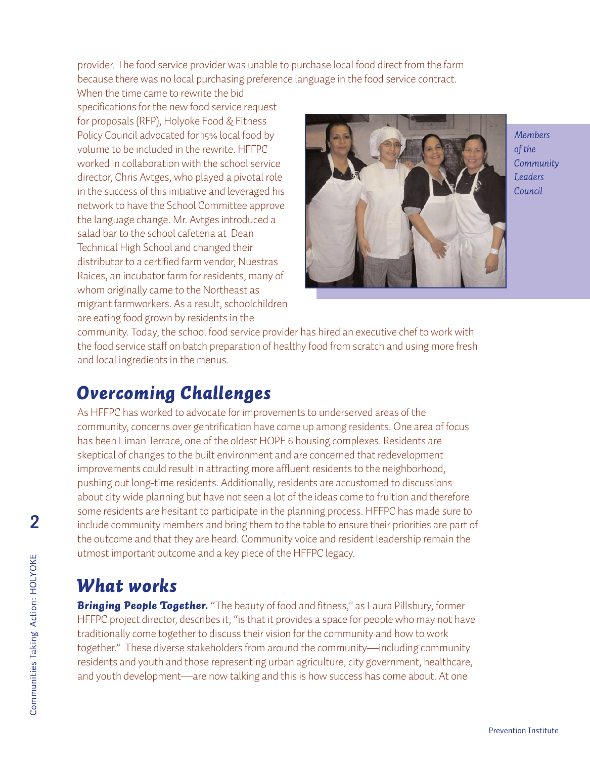provider. The food service provider was unable to purchase local food direct from the farm because there was no local purchasing preference language in the food service contract. When the time came to rewrite the bid specifications for the new food service request for proposals (RFP), Holyoke Food & Fitness Policy Council advocated for 15% local food by volume to be included in the rewrite. HFFPC worked in collaboration with the school service director, Chris Avtges, who played a pivotal role in the success of this initiative and leveraged his network to have the School Committee approve the language change. Mr. Avtges introduced a salad bar to the school cafeteria at Dean Technical High School and changed their distributor to a certified farm vendor, Nuestras Raices, an incubator farm for residents, many of whom originally came to the Northeast as migrant farmworkers. As a result, schoolchildren are eating food grown by residents in the community. Today, the school food service provider has hired an executive chef to work with the food service staff on batch preparation of healthy food from scratch and using more fresh and local ingredients in the menus.

*Members of the Community Leaders Council*

## Overcoming Challenges

As HFFPC has worked to advocate for improvements to underserved areas of the community, concerns over gentrification have come up among residents. One area of focus has been Liman Terrace, one of the oldest HOPE 6 housing complexes. Residents are skeptical of changes to the built environment and are concerned that redevelopment improvements could result in attracting more affluent residents to the neighborhood, pushing out long-time residents. Additionally, residents are accustomed to discussions about city wide planning but have not seen a lot of the ideas come to fruition and therefore some residents are hesitant to participate in the planning process. HFFPC has made sure to include community members and bring them to the table to ensure their priorities are part of the outcome and that they are heard. Community voice and resident leadership remain the utmost important outcome and a key piece of the HFFPC legacy.

## What works

***Bringing People Together.*** "The beauty of food and fitness," as Laura Pillsbury, former HFFPC project director, describes it, "is that it provides a space for people who may not have traditionally come together to discuss their vision for the community and how to work together." These diverse stakeholders from around the community—including community residents and youth and those representing urban agriculture, city government, healthcare, and youth development—are now talking and this is how success has come about. At one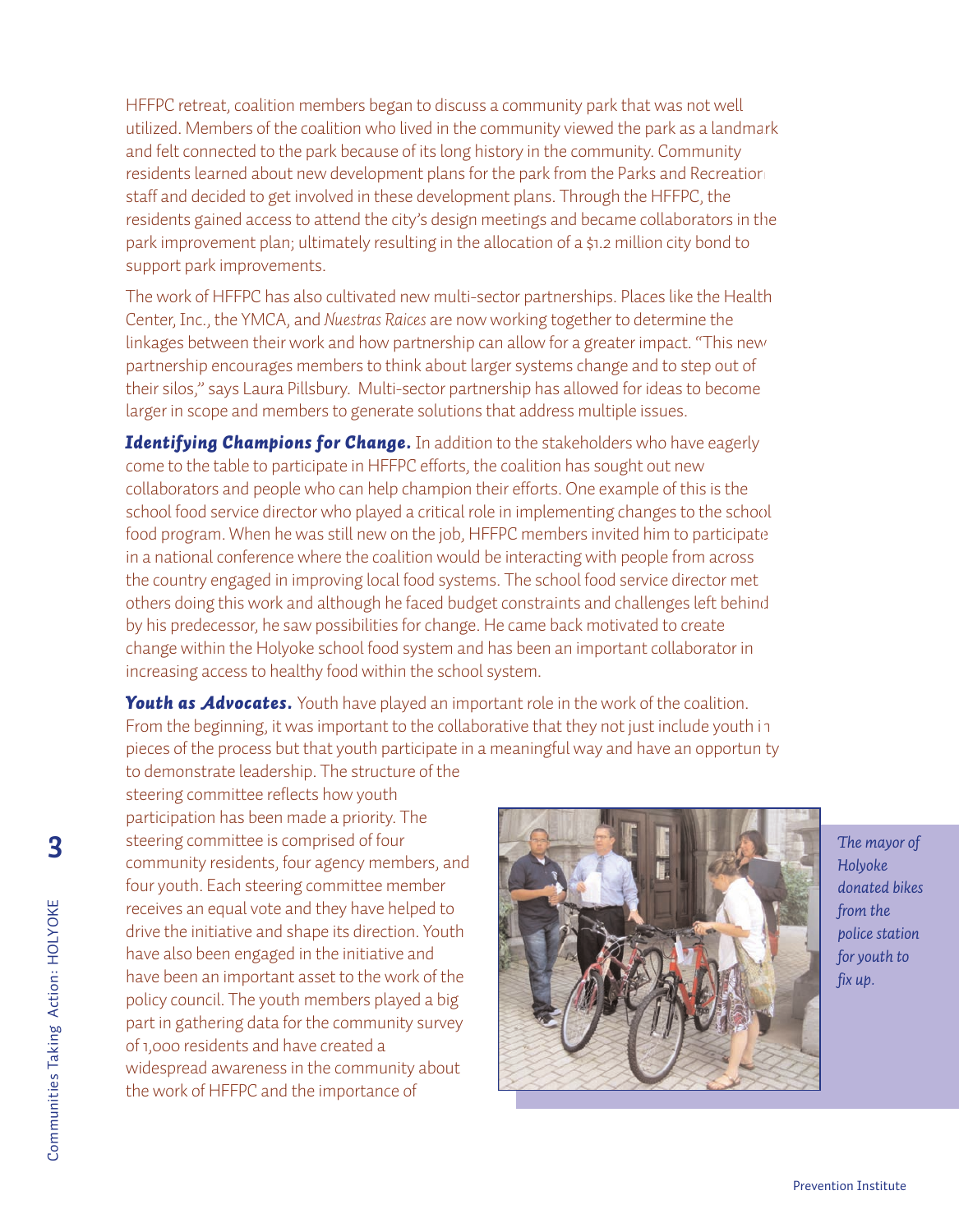HFFPC retreat, coalition members began to discuss a community park that was not well utilized. Members of the coalition who lived in the community viewed the park as a landmark and felt connected to the park because of its long history in the community. Community residents learned about new development plans for the park from the Parks and Recreation staff and decided to get involved in these development plans. Through the HFFPC, the residents gained access to attend the city's design meetings and became collaborators in the park improvement plan; ultimately resulting in the allocation of a $1.2 million city bond to support park improvements.

The work of HFFPC has also cultivated new multi-sector partnerships. Places like the Health Center, Inc., the YMCA, and *Nuestras Raices* are now working together to determine the linkages between their work and how partnership can allow for a greater impact. "This new partnership encourages members to think about larger systems change and to step out of their silos," says Laura Pillsbury. Multi-sector partnership has allowed for ideas to become larger in scope and members to generate solutions that address multiple issues.

***Identifying Champions for Change.*** In addition to the stakeholders who have eagerly come to the table to participate in HFFPC efforts, the coalition has sought out new collaborators and people who can help champion their efforts. One example of this is the school food service director who played a critical role in implementing changes to the school food program. When he was still new on the job, HFFPC members invited him to participate in a national conference where the coalition would be interacting with people from across the country engaged in improving local food systems. The school food service director met others doing this work and although he faced budget constraints and challenges left behind by his predecessor, he saw possibilities for change. He came back motivated to create change within the Holyoke school food system and has been an important collaborator in increasing access to healthy food within the school system.

***Youth as Advocates.*** Youth have played an important role in the work of the coalition. From the beginning, it was important to the collaborative that they not just include youth in pieces of the process but that youth participate in a meaningful way and have an opportunity to demonstrate leadership. The structure of the steering committee reflects how youth participation has been made a priority. The steering committee is comprised of four community residents, four agency members, and four youth. Each steering committee member receives an equal vote and they have helped to drive the initiative and shape its direction. Youth have also been engaged in the initiative and have been an important asset to the work of the policy council. The youth members played a big part in gathering data for the community survey of 1,000 residents and have created a widespread awareness in the community about the work of HFFPC and the importance of

*The mayor of Holyoke donated bikes from the police station for youth to fix up.*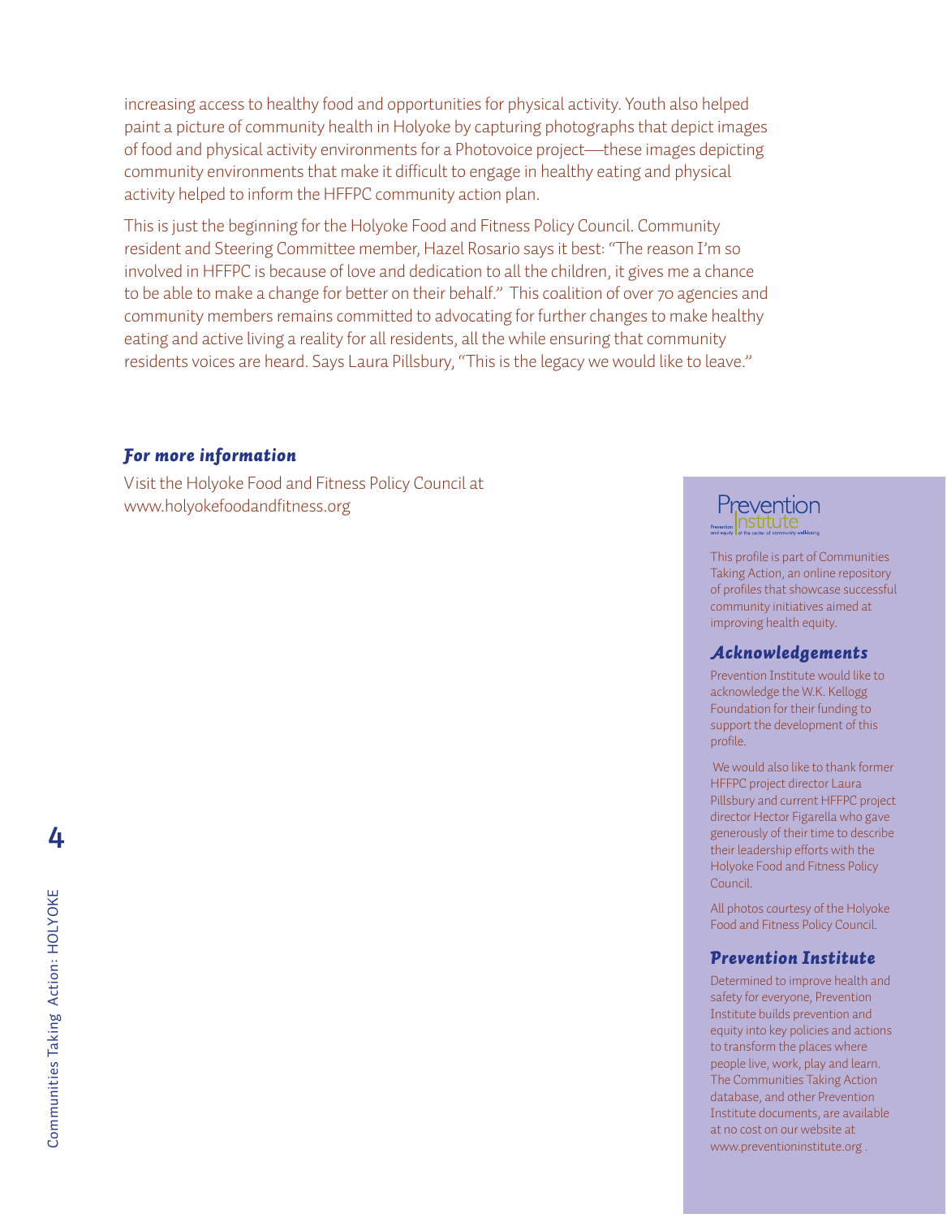increasing access to healthy food and opportunities for physical activity. Youth also helped paint a picture of community health in Holyoke by capturing photographs that depict images of food and physical activity environments for a Photovoice project—these images depicting community environments that make it difficult to engage in healthy eating and physical activity helped to inform the HFFPC community action plan.

This is just the beginning for the Holyoke Food and Fitness Policy Council. Community resident and Steering Committee member, Hazel Rosario says it best: "The reason I'm so involved in HFFPC is because of love and dedication to all the children, it gives me a chance to be able to make a change for better on their behalf." This coalition of over 70 agencies and community members remains committed to advocating for further changes to make healthy eating and active living a reality for all residents, all the while ensuring that community residents voices are heard. Says Laura Pillsbury, "This is the legacy we would like to leave."

### *For more information*

Visit the Holyoke Food and Fitness Policy Council at www.holyokefoodandfitness.org

Prevention Institute

Prevention and equity at the center of community well-being

This profile is part of Communities Taking Action, an online repository of profiles that showcase successful community initiatives aimed at improving health equity.

### *Acknowledgements*

Prevention Institute would like to acknowledge the W.K. Kellogg Foundation for their funding to support the development of this profile.

We would also like to thank former HFFPC project director Laura Pillsbury and current HFFPC project director Hector Figarella who gave generously of their time to describe their leadership efforts with the Holyoke Food and Fitness Policy Council.

All photos courtesy of the Holyoke Food and Fitness Policy Council.

### *Prevention Institute*

Determined to improve health and safety for everyone, Prevention Institute builds prevention and equity into key policies and actions to transform the places where people live, work, play and learn. The Communities Taking Action database, and other Prevention Institute documents, are available at no cost on our website at www.preventioninstitute.org .